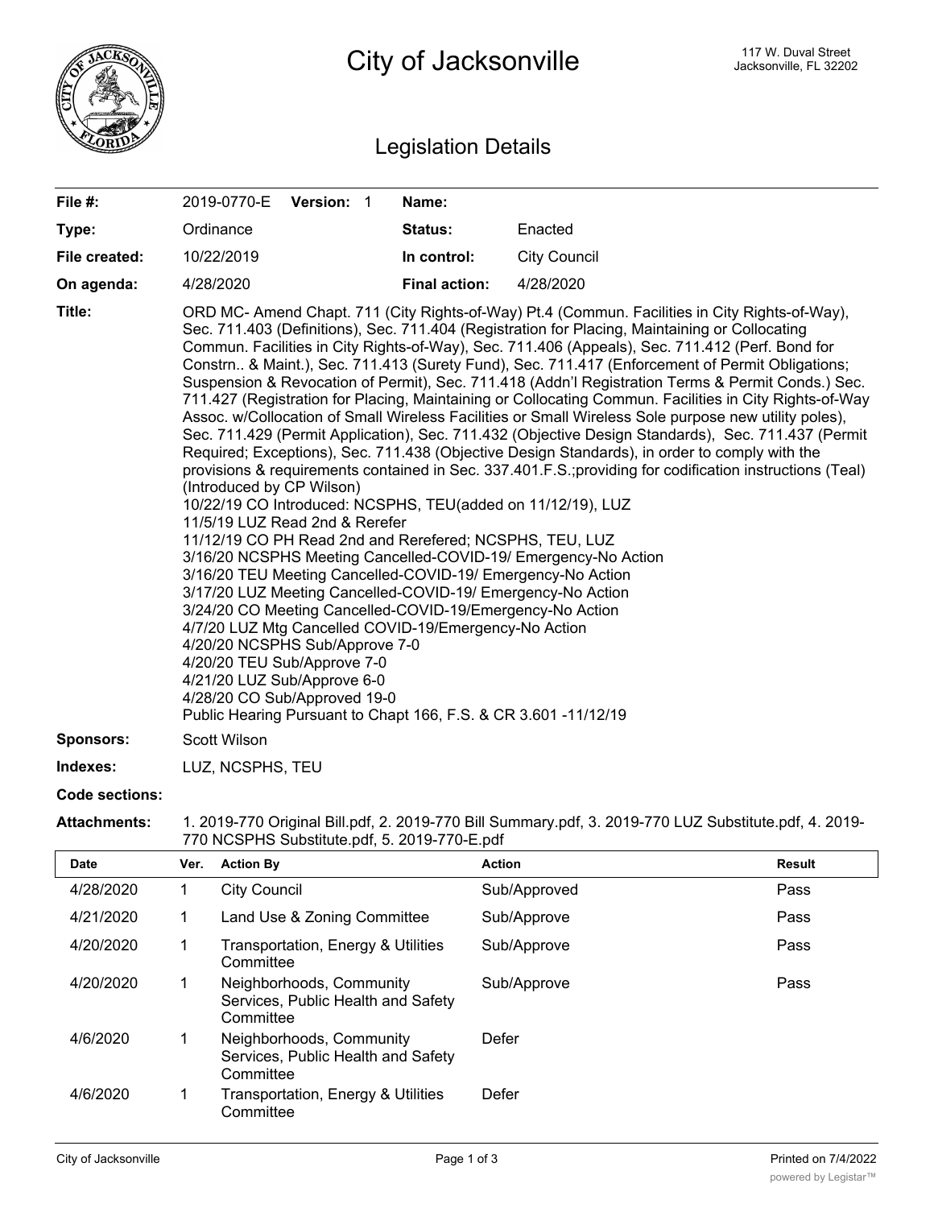# City of Jacksonville

117 W. Duval Street
Jacksonville, FL 32202

## Legislation Details

| | | | |
|---|---|---|---|
| **File #:** | 2019-0770-E **Version:** 1 | **Name:** | |
| **Type:** | Ordinance | **Status:** | Enacted |
| **File created:** | 10/22/2019 | **In control:** | City Council |
| **On agenda:** | 4/28/2020 | **Final action:** | 4/28/2020 |

**Title:** ORD MC- Amend Chapt. 711 (City Rights-of-Way) Pt.4 (Commun. Facilities in City Rights-of-Way), Sec. 711.403 (Definitions), Sec. 711.404 (Registration for Placing, Maintaining or Collocating Commun. Facilities in City Rights-of-Way), Sec. 711.406 (Appeals), Sec. 711.412 (Perf. Bond for Constrn.. & Maint.), Sec. 711.413 (Surety Fund), Sec. 711.417 (Enforcement of Permit Obligations; Suspension & Revocation of Permit), Sec. 711.418 (Addn'l Registration Terms & Permit Conds.) Sec. 711.427 (Registration for Placing, Maintaining or Collocating Commun. Facilities in City Rights-of-Way Assoc. w/Collocation of Small Wireless Facilities or Small Wireless Sole purpose new utility poles), Sec. 711.429 (Permit Application), Sec. 711.432 (Objective Design Standards), Sec. 711.437 (Permit Required; Exceptions), Sec. 711.438 (Objective Design Standards), in order to comply with the provisions & requirements contained in Sec. 337.401.F.S.;providing for codification instructions (Teal) (Introduced by CP Wilson)
10/22/19 CO Introduced: NCSPHS, TEU(added on 11/12/19), LUZ
11/5/19 LUZ Read 2nd & Rerefer
11/12/19 CO PH Read 2nd and Rerefered; NCSPHS, TEU, LUZ
3/16/20 NCSPHS Meeting Cancelled-COVID-19/ Emergency-No Action
3/16/20 TEU Meeting Cancelled-COVID-19/ Emergency-No Action
3/17/20 LUZ Meeting Cancelled-COVID-19/ Emergency-No Action
3/24/20 CO Meeting Cancelled-COVID-19/Emergency-No Action
4/7/20 LUZ Mtg Cancelled COVID-19/Emergency-No Action
4/20/20 NCSPHS Sub/Approve 7-0
4/20/20 TEU Sub/Approve 7-0
4/21/20 LUZ Sub/Approve 6-0
4/28/20 CO Sub/Approved 19-0
Public Hearing Pursuant to Chapt 166, F.S. & CR 3.601 -11/12/19

**Sponsors:** Scott Wilson

**Indexes:** LUZ, NCSPHS, TEU

**Code sections:**

**Attachments:** 1. 2019-770 Original Bill.pdf, 2. 2019-770 Bill Summary.pdf, 3. 2019-770 LUZ Substitute.pdf, 4. 2019-770 NCSPHS Substitute.pdf, 5. 2019-770-E.pdf

| Date | Ver. | Action By | Action | Result |
|---|---|---|---|---|
| 4/28/2020 | 1 | City Council | Sub/Approved | Pass |
| 4/21/2020 | 1 | Land Use & Zoning Committee | Sub/Approve | Pass |
| 4/20/2020 | 1 | Transportation, Energy & Utilities Committee | Sub/Approve | Pass |
| 4/20/2020 | 1 | Neighborhoods, Community Services, Public Health and Safety Committee | Sub/Approve | Pass |
| 4/6/2020 | 1 | Neighborhoods, Community Services, Public Health and Safety Committee | Defer | |
| 4/6/2020 | 1 | Transportation, Energy & Utilities Committee | Defer | |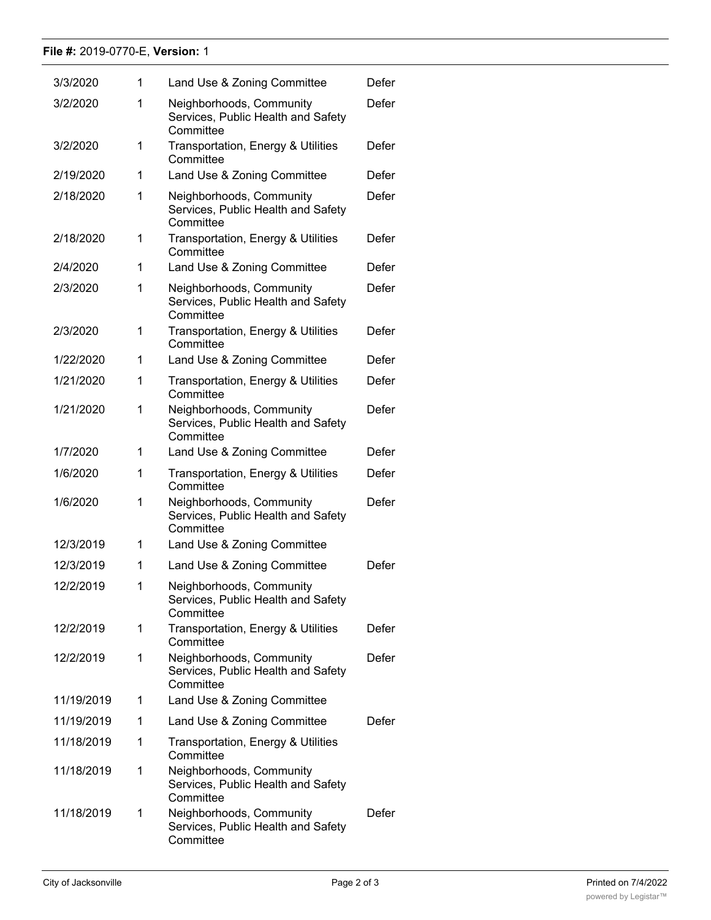**File #:** 2019-0770-E, **Version:** 1

| | | | |
|---|---|---|---|
| 3/3/2020 | 1 | Land Use & Zoning Committee | Defer |
| 3/2/2020 | 1 | Neighborhoods, Community Services, Public Health and Safety Committee | Defer |
| 3/2/2020 | 1 | Transportation, Energy & Utilities Committee | Defer |
| 2/19/2020 | 1 | Land Use & Zoning Committee | Defer |
| 2/18/2020 | 1 | Neighborhoods, Community Services, Public Health and Safety Committee | Defer |
| 2/18/2020 | 1 | Transportation, Energy & Utilities Committee | Defer |
| 2/4/2020 | 1 | Land Use & Zoning Committee | Defer |
| 2/3/2020 | 1 | Neighborhoods, Community Services, Public Health and Safety Committee | Defer |
| 2/3/2020 | 1 | Transportation, Energy & Utilities Committee | Defer |
| 1/22/2020 | 1 | Land Use & Zoning Committee | Defer |
| 1/21/2020 | 1 | Transportation, Energy & Utilities Committee | Defer |
| 1/21/2020 | 1 | Neighborhoods, Community Services, Public Health and Safety Committee | Defer |
| 1/7/2020 | 1 | Land Use & Zoning Committee | Defer |
| 1/6/2020 | 1 | Transportation, Energy & Utilities Committee | Defer |
| 1/6/2020 | 1 | Neighborhoods, Community Services, Public Health and Safety Committee | Defer |
| 12/3/2019 | 1 | Land Use & Zoning Committee | |
| 12/3/2019 | 1 | Land Use & Zoning Committee | Defer |
| 12/2/2019 | 1 | Neighborhoods, Community Services, Public Health and Safety Committee | |
| 12/2/2019 | 1 | Transportation, Energy & Utilities Committee | Defer |
| 12/2/2019 | 1 | Neighborhoods, Community Services, Public Health and Safety Committee | Defer |
| 11/19/2019 | 1 | Land Use & Zoning Committee | |
| 11/19/2019 | 1 | Land Use & Zoning Committee | Defer |
| 11/18/2019 | 1 | Transportation, Energy & Utilities Committee | |
| 11/18/2019 | 1 | Neighborhoods, Community Services, Public Health and Safety Committee | |
| 11/18/2019 | 1 | Neighborhoods, Community Services, Public Health and Safety Committee | Defer |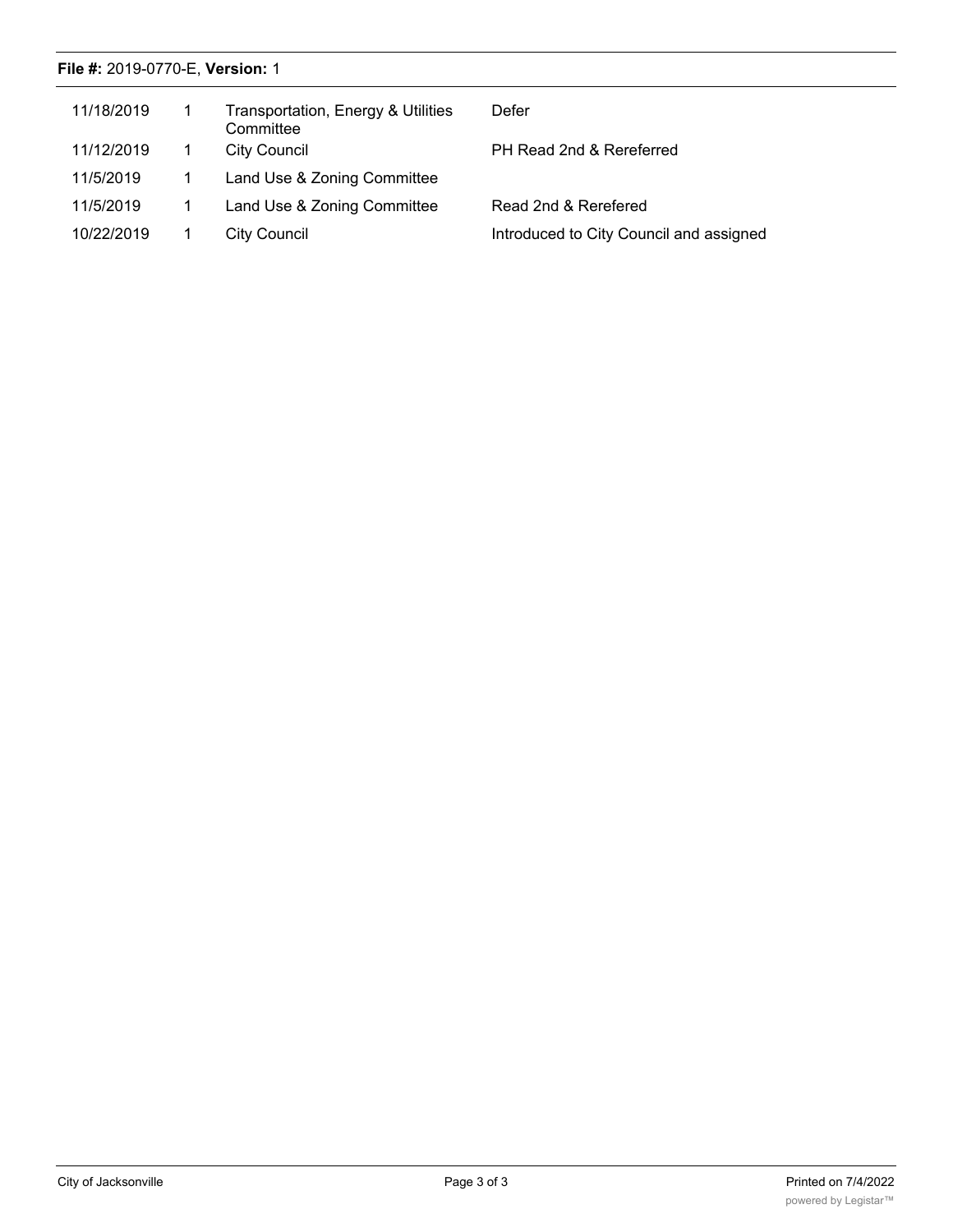**File #:** 2019-0770-E, **Version:** 1

| | | | |
|---|---|---|---|
| 11/18/2019 | 1 | Transportation, Energy & Utilities Committee | Defer |
| 11/12/2019 | 1 | City Council | PH Read 2nd & Rereferred |
| 11/5/2019 | 1 | Land Use & Zoning Committee | |
| 11/5/2019 | 1 | Land Use & Zoning Committee | Read 2nd & Rerefered |
| 10/22/2019 | 1 | City Council | Introduced to City Council and assigned |